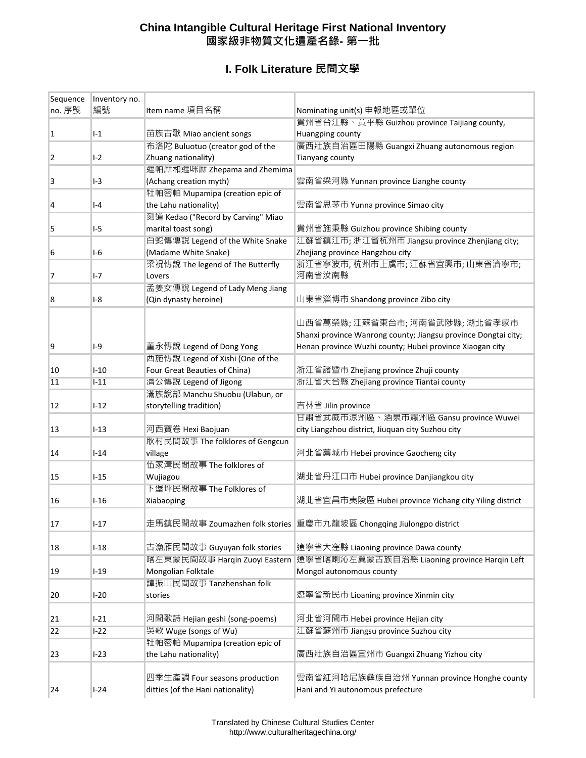# China Intangible Cultural Heritage First National Inventory
# 國家級非物質文化遺產名錄- 第一批

## I. Folk Literature 民間文學

| Sequence no. 序號 | Inventory no. 編號 | Item name 項目名稱 | Nominating unit(s) 申報地區或單位 |
|---|---|---|---|
| 1 | I-1 | 苗族古歌 Miao ancient songs | 貴州省台江縣、黃平縣 Guizhou province Taijiang county, Huangping county |
| 2 | I-2 | 布洛陀 Buluotuo (creator god of the Zhuang nationality) | 廣西壯族自治區田陽縣 Guangxi Zhuang autonomous region Tianyang county |
| 3 | I-3 | 遮帕麻和遮咪麻 Zhepama and Zhemima (Achang creation myth) | 雲南省梁河縣 Yunnan province Lianghe county |
| 4 | I-4 | 牡帕密帕 Mupamipa (creation epic of the Lahu nationality) | 雲南省思茅市 Yunna province Simao city |
| 5 | I-5 | 刻道 Kedao ("Record by Carving" Miao marital toast song) | 貴州省施秉縣 Guizhou province Shibing county |
| 6 | I-6 | 白蛇傳傳說 Legend of the White Snake (Madame White Snake) | 江蘇省鎮江市; 浙江省杭州市 Jiangsu province Zhenjiang city; Zhejiang province Hangzhou city |
| 7 | I-7 | 梁祝傳說 The legend of The Butterfly Lovers | 浙江省寧波市, 杭州市上虞市; 江蘇省宜興市; 山東省濟寧市; 河南省汝南縣 |
| 8 | I-8 | 孟姜女傳說 Legend of Lady Meng Jiang (Qin dynasty heroine) | 山東省淄博市 Shandong province Zibo city |
| 9 | I-9 | 董永傳說 Legend of Dong Yong | 山西省萬榮縣; 江蘇省東台市; 河南省武陟縣; 湖北省孝感市 Shanxi province Wanrong county; Jiangsu province Dongtai city; Henan province Wuzhi county; Hubei province Xiaogan city |
| 10 | I-10 | 西施傳說 Legend of Xishi (One of the Four Great Beauties of China) | 浙江省諸暨市 Zhejiang province Zhuji county |
| 11 | I-11 | 濟公傳說 Legend of Jigong | 浙江省天台縣 Zhejiang province Tiantai county |
| 12 | I-12 | 滿族說部 Manchu Shuobu (Ulabun, or storytelling tradition) | 吉林省 Jilin province |
| 13 | I-13 | 河西寶卷 Hexi Baojuan | 甘肅省武威市涼州區、酒泉市肅州區 Gansu province Wuwei city Liangzhou district, Jiuquan city Suzhou city |
| 14 | I-14 | 耿村民間故事 The folklores of Gengcun village | 河北省藁城市 Hebei province Gaocheng city |
| 15 | I-15 | 伍家溝民間故事 The folklores of Wujiagou | 湖北省丹江口市 Hubei province Danjiangkou city |
| 16 | I-16 | 下堡坪民間故事 The Folklores of Xiabaoping | 湖北省宜昌市夷陵區 Hubei province Yichang city Yiling district |
| 17 | I-17 | 走馬鎮民間故事 Zoumazhen folk stories | 重慶市九龍坡區 Chongqing Jiulongpo district |
| 18 | I-18 | 古漁雁民間故事 Guyuyan folk stories | 遼寧省大窪縣 Liaoning province Dawa county |
| 19 | I-19 | 喀左東蒙民間故事 Harqin Zuoyi Eastern Mongolian Folktale | 遼寧省喀喇沁左翼蒙古族自治縣 Liaoning province Harqin Left Mongol autonomous county |
| 20 | I-20 | 譚振山民間故事 Tanzhenshan folk stories | 遼寧省新民市 Lioaning province Xinmin city |
| 21 | I-21 | 河間歌詩 Hejian geshi (song-poems) | 河北省河間市 Hebei province Hejian city |
| 22 | I-22 | 吳歌 Wuge (songs of Wu) | 江蘇省蘇州市 Jiangsu province Suzhou city |
| 23 | I-23 | 牡帕密帕 Mupamipa (creation epic of the Lahu nationality) | 廣西壯族自治區宜州市 Guangxi Zhuang Yizhou city |
| 24 | I-24 | 四季生產調 Four seasons production ditties (of the Hani nationality) | 雲南省紅河哈尼族彝族自治州 Yunnan province Honghe county Hani and Yi autonomous prefecture |

Translated by Chinese Cultural Studies Center
http://www.culturalheritagechina.org/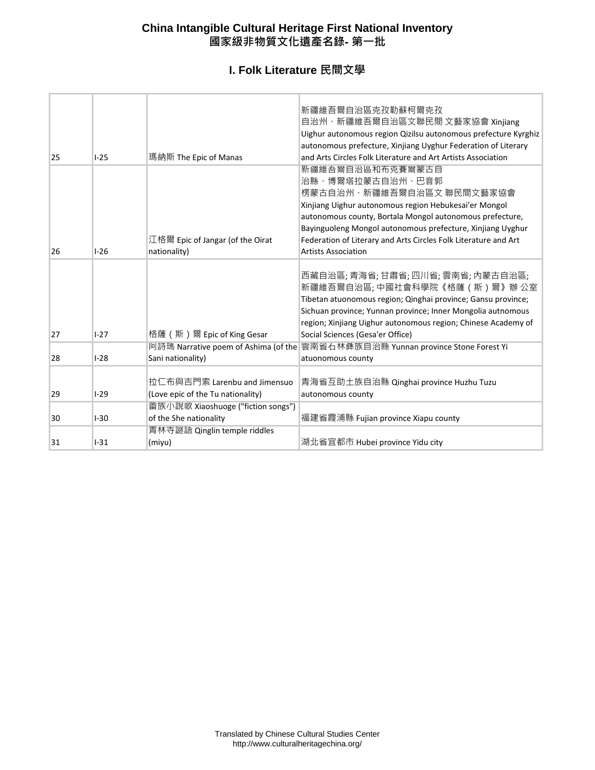# China Intangible Cultural Heritage First National Inventory
# 國家級非物質文化遺產名錄- 第一批

## I. Folk Literature 民間文學

| | | | |
|---|---|---|---|
| 25 | I-25 | 瑪納斯 The Epic of Manas | 新疆維吾爾自治區克孜勒蘇柯爾克孜自治州、新疆維吾爾自治區文聯民間 文藝家協會 Xinjiang Uighur autonomous region Qizilsu autonomous prefecture Kyrghiz autonomous prefecture, Xinjiang Uyghur Federation of Literary and Arts Circles Folk Literature and Art Artists Association |
| 26 | I-26 | 江格爾 Epic of Jangar (of the Oirat nationality) | 新疆維吾爾自治區和布克賽爾蒙古自治縣、博爾塔拉蒙古自治州、巴音郭楞蒙古自治州、新疆維吾爾自治區文 聯民間文藝家協會 Xinjiang Uighur autonomous region Hebukesai'er Mongol autonomous county, Bortala Mongol autonomous prefecture, Bayinguoleng Mongol autonomous prefecture, Xinjiang Uyghur Federation of Literary and Arts Circles Folk Literature and Art Artists Association |
| 27 | I-27 | 格薩（斯）爾 Epic of King Gesar | 西藏自治區; 青海省; 甘肅省; 四川省; 雲南省; 內蒙古自治區; 新疆維吾爾自治區; 中國社會科學院《格薩（斯）爾》辦 公室 Tibetan atuonomous region; Qinghai province; Gansu province; Sichuan province; Yunnan province; Inner Mongolia autnomous region; Xinjiang Uighur autonomous region; Chinese Academy of Social Sciences (Gesa'er Office) |
| 28 | I-28 | 阿詩瑪 Narrative poem of Ashima (of the Sani nationality) | 雲南省石林彝族自治縣 Yunnan province Stone Forest Yi atuonomous county |
| 29 | I-29 | 拉仁布與吉門索 Larenbu and Jimensuo (Love epic of the Tu nationality) | 青海省互助土族自治縣 Qinghai province Huzhu Tuzu autonomous county |
| 30 | I-30 | 畲族小說歌 Xiaoshuoge ("fiction songs") of the She nationality | 福建省霞浦縣 Fujian province Xiapu county |
| 31 | I-31 | 青林寺謎語 Qinglin temple riddles (miyu) | 湖北省宜都市 Hubei province Yidu city |

Translated by Chinese Cultural Studies Center
http://www.culturalheritagechina.org/